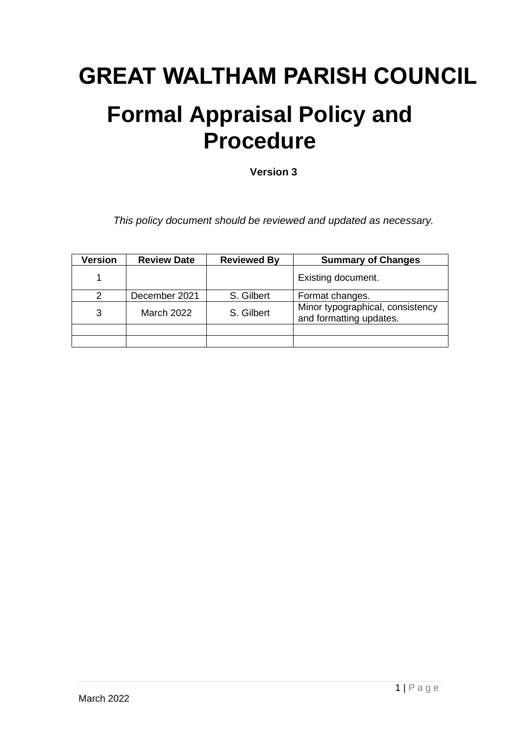# GREAT WALTHAM PARISH COUNCIL

# Formal Appraisal Policy and Procedure

**Version 3**

*This policy document should be reviewed and updated as necessary.*

| Version | Review Date | Reviewed By | Summary of Changes |
|---|---|---|---|
| 1 | | | Existing document. |
| 2 | December 2021 | S. Gilbert | Format changes. |
| 3 | March 2022 | S. Gilbert | Minor typographical, consistency and formatting updates. |
| | | | |
| | | | |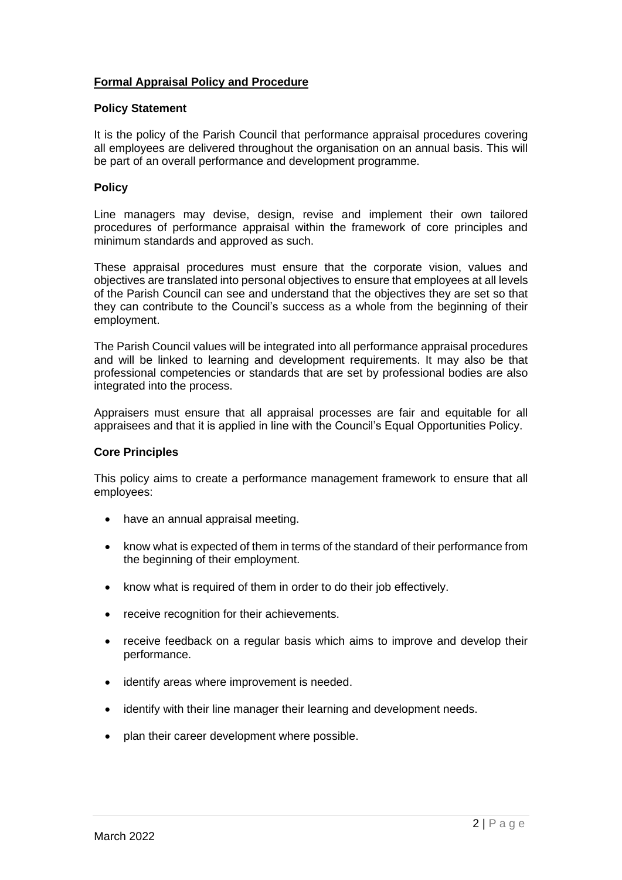## Formal Appraisal Policy and Procedure

### Policy Statement

It is the policy of the Parish Council that performance appraisal procedures covering all employees are delivered throughout the organisation on an annual basis. This will be part of an overall performance and development programme.

### Policy

Line managers may devise, design, revise and implement their own tailored procedures of performance appraisal within the framework of core principles and minimum standards and approved as such.

These appraisal procedures must ensure that the corporate vision, values and objectives are translated into personal objectives to ensure that employees at all levels of the Parish Council can see and understand that the objectives they are set so that they can contribute to the Council's success as a whole from the beginning of their employment.

The Parish Council values will be integrated into all performance appraisal procedures and will be linked to learning and development requirements. It may also be that professional competencies or standards that are set by professional bodies are also integrated into the process.

Appraisers must ensure that all appraisal processes are fair and equitable for all appraisees and that it is applied in line with the Council's Equal Opportunities Policy.

### Core Principles

This policy aims to create a performance management framework to ensure that all employees:

- have an annual appraisal meeting.
- know what is expected of them in terms of the standard of their performance from the beginning of their employment.
- know what is required of them in order to do their job effectively.
- receive recognition for their achievements.
- receive feedback on a regular basis which aims to improve and develop their performance.
- identify areas where improvement is needed.
- identify with their line manager their learning and development needs.
- plan their career development where possible.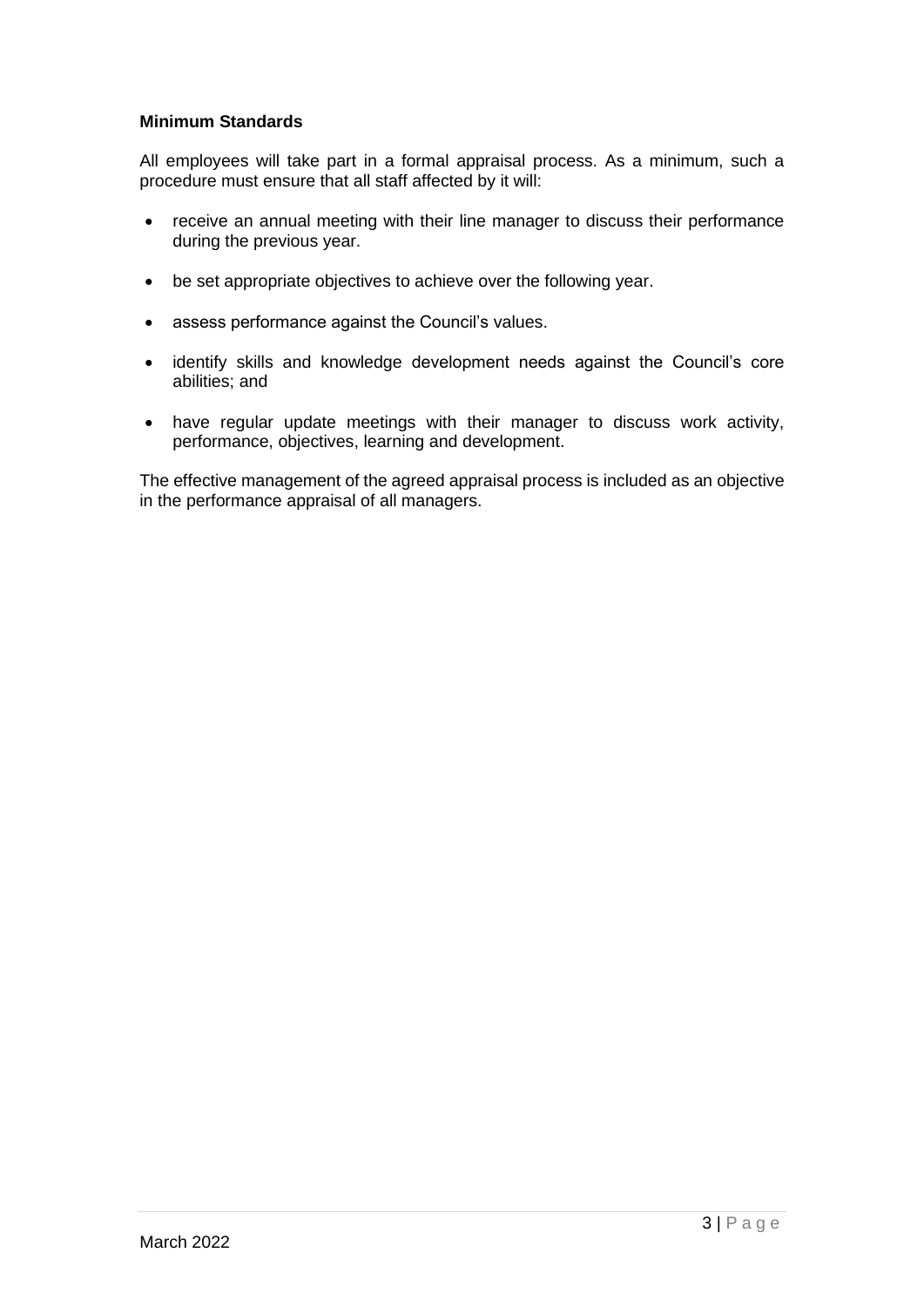**Minimum Standards**

All employees will take part in a formal appraisal process. As a minimum, such a procedure must ensure that all staff affected by it will:

- receive an annual meeting with their line manager to discuss their performance during the previous year.
- be set appropriate objectives to achieve over the following year.
- assess performance against the Council's values.
- identify skills and knowledge development needs against the Council's core abilities; and
- have regular update meetings with their manager to discuss work activity, performance, objectives, learning and development.

The effective management of the agreed appraisal process is included as an objective in the performance appraisal of all managers.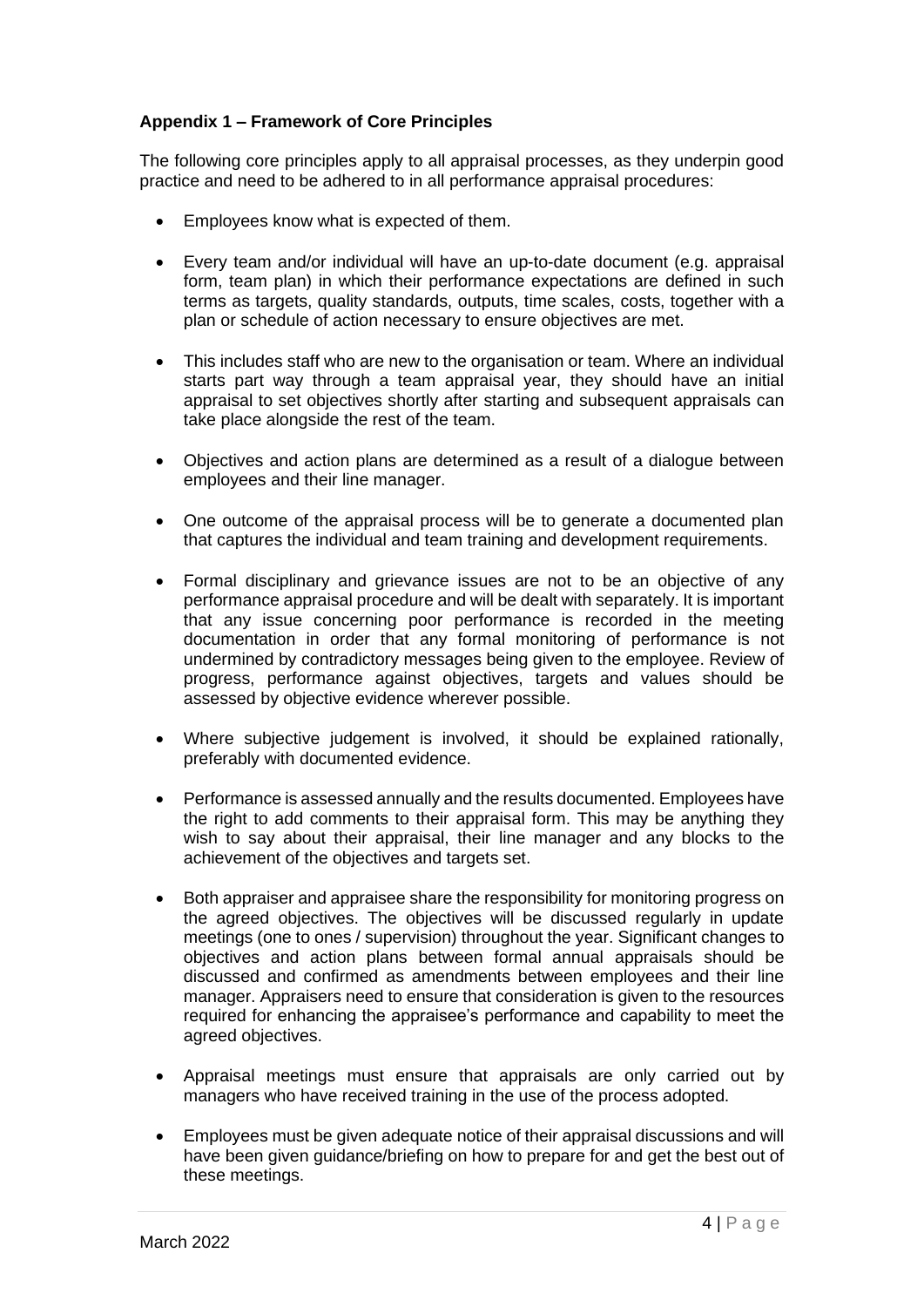**Appendix 1 – Framework of Core Principles**

The following core principles apply to all appraisal processes, as they underpin good practice and need to be adhered to in all performance appraisal procedures:

- Employees know what is expected of them.
- Every team and/or individual will have an up-to-date document (e.g. appraisal form, team plan) in which their performance expectations are defined in such terms as targets, quality standards, outputs, time scales, costs, together with a plan or schedule of action necessary to ensure objectives are met.
- This includes staff who are new to the organisation or team. Where an individual starts part way through a team appraisal year, they should have an initial appraisal to set objectives shortly after starting and subsequent appraisals can take place alongside the rest of the team.
- Objectives and action plans are determined as a result of a dialogue between employees and their line manager.
- One outcome of the appraisal process will be to generate a documented plan that captures the individual and team training and development requirements.
- Formal disciplinary and grievance issues are not to be an objective of any performance appraisal procedure and will be dealt with separately. It is important that any issue concerning poor performance is recorded in the meeting documentation in order that any formal monitoring of performance is not undermined by contradictory messages being given to the employee. Review of progress, performance against objectives, targets and values should be assessed by objective evidence wherever possible.
- Where subjective judgement is involved, it should be explained rationally, preferably with documented evidence.
- Performance is assessed annually and the results documented. Employees have the right to add comments to their appraisal form. This may be anything they wish to say about their appraisal, their line manager and any blocks to the achievement of the objectives and targets set.
- Both appraiser and appraisee share the responsibility for monitoring progress on the agreed objectives. The objectives will be discussed regularly in update meetings (one to ones / supervision) throughout the year. Significant changes to objectives and action plans between formal annual appraisals should be discussed and confirmed as amendments between employees and their line manager. Appraisers need to ensure that consideration is given to the resources required for enhancing the appraisee's performance and capability to meet the agreed objectives.
- Appraisal meetings must ensure that appraisals are only carried out by managers who have received training in the use of the process adopted.
- Employees must be given adequate notice of their appraisal discussions and will have been given guidance/briefing on how to prepare for and get the best out of these meetings.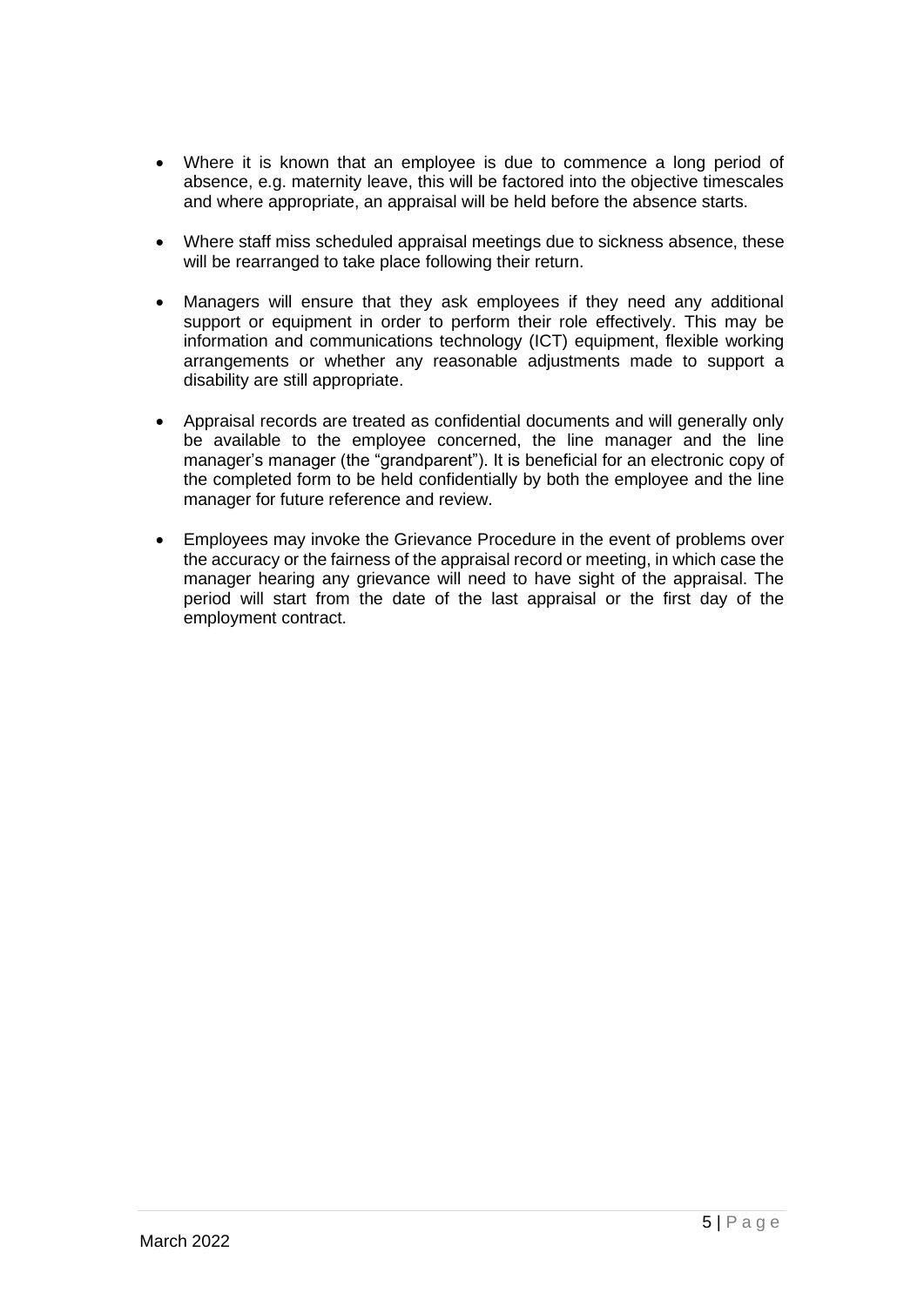- Where it is known that an employee is due to commence a long period of absence, e.g. maternity leave, this will be factored into the objective timescales and where appropriate, an appraisal will be held before the absence starts.

- Where staff miss scheduled appraisal meetings due to sickness absence, these will be rearranged to take place following their return.

- Managers will ensure that they ask employees if they need any additional support or equipment in order to perform their role effectively. This may be information and communications technology (ICT) equipment, flexible working arrangements or whether any reasonable adjustments made to support a disability are still appropriate.

- Appraisal records are treated as confidential documents and will generally only be available to the employee concerned, the line manager and the line manager's manager (the "grandparent"). It is beneficial for an electronic copy of the completed form to be held confidentially by both the employee and the line manager for future reference and review.

- Employees may invoke the Grievance Procedure in the event of problems over the accuracy or the fairness of the appraisal record or meeting, in which case the manager hearing any grievance will need to have sight of the appraisal. The period will start from the date of the last appraisal or the first day of the employment contract.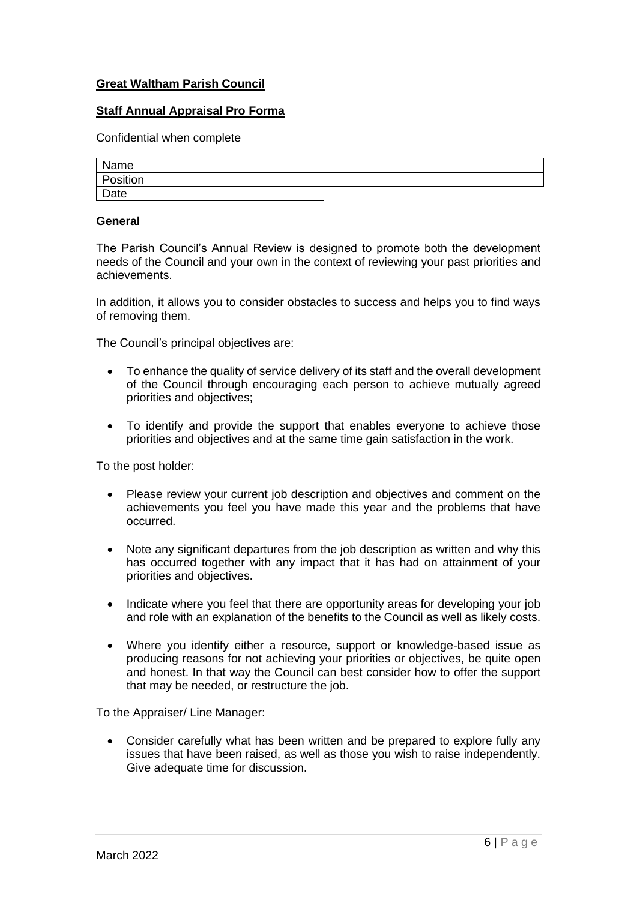**Great Waltham Parish Council**

**Staff Annual Appraisal Pro Forma**

Confidential when complete

| Name | |
|---|---|
| Position | |
| Date | |

**General**

The Parish Council's Annual Review is designed to promote both the development needs of the Council and your own in the context of reviewing your past priorities and achievements.

In addition, it allows you to consider obstacles to success and helps you to find ways of removing them.

The Council's principal objectives are:

- To enhance the quality of service delivery of its staff and the overall development of the Council through encouraging each person to achieve mutually agreed priorities and objectives;
- To identify and provide the support that enables everyone to achieve those priorities and objectives and at the same time gain satisfaction in the work.

To the post holder:

- Please review your current job description and objectives and comment on the achievements you feel you have made this year and the problems that have occurred.
- Note any significant departures from the job description as written and why this has occurred together with any impact that it has had on attainment of your priorities and objectives.
- Indicate where you feel that there are opportunity areas for developing your job and role with an explanation of the benefits to the Council as well as likely costs.
- Where you identify either a resource, support or knowledge-based issue as producing reasons for not achieving your priorities or objectives, be quite open and honest. In that way the Council can best consider how to offer the support that may be needed, or restructure the job.

To the Appraiser/ Line Manager:

- Consider carefully what has been written and be prepared to explore fully any issues that have been raised, as well as those you wish to raise independently. Give adequate time for discussion.

March 2022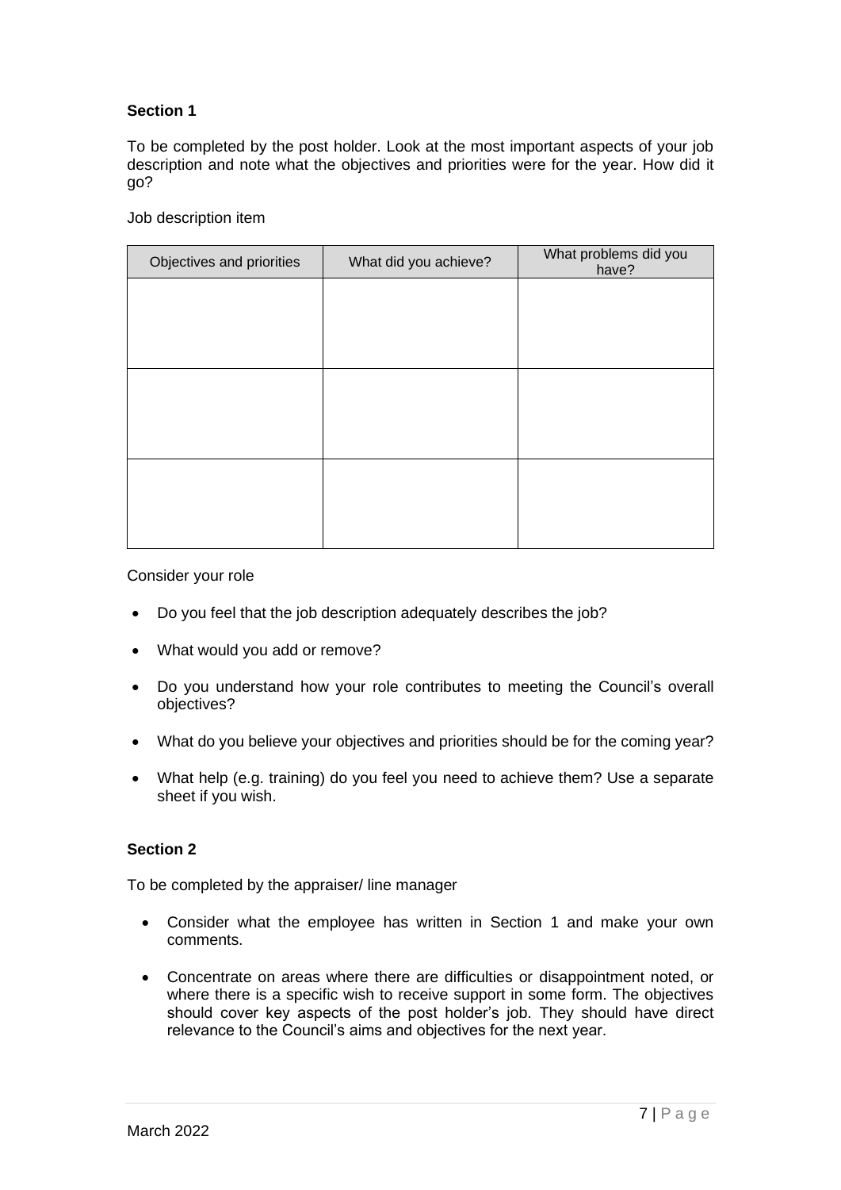**Section 1**

To be completed by the post holder. Look at the most important aspects of your job description and note what the objectives and priorities were for the year. How did it go?

Job description item

| Objectives and priorities | What did you achieve? | What problems did you have? |
| --- | --- | --- |
| | | |
| | | |
| | | |

Consider your role

- Do you feel that the job description adequately describes the job?
- What would you add or remove?
- Do you understand how your role contributes to meeting the Council's overall objectives?
- What do you believe your objectives and priorities should be for the coming year?
- What help (e.g. training) do you feel you need to achieve them? Use a separate sheet if you wish.

**Section 2**

To be completed by the appraiser/ line manager

- Consider what the employee has written in Section 1 and make your own comments.
- Concentrate on areas where there are difficulties or disappointment noted, or where there is a specific wish to receive support in some form. The objectives should cover key aspects of the post holder's job. They should have direct relevance to the Council's aims and objectives for the next year.

March 2022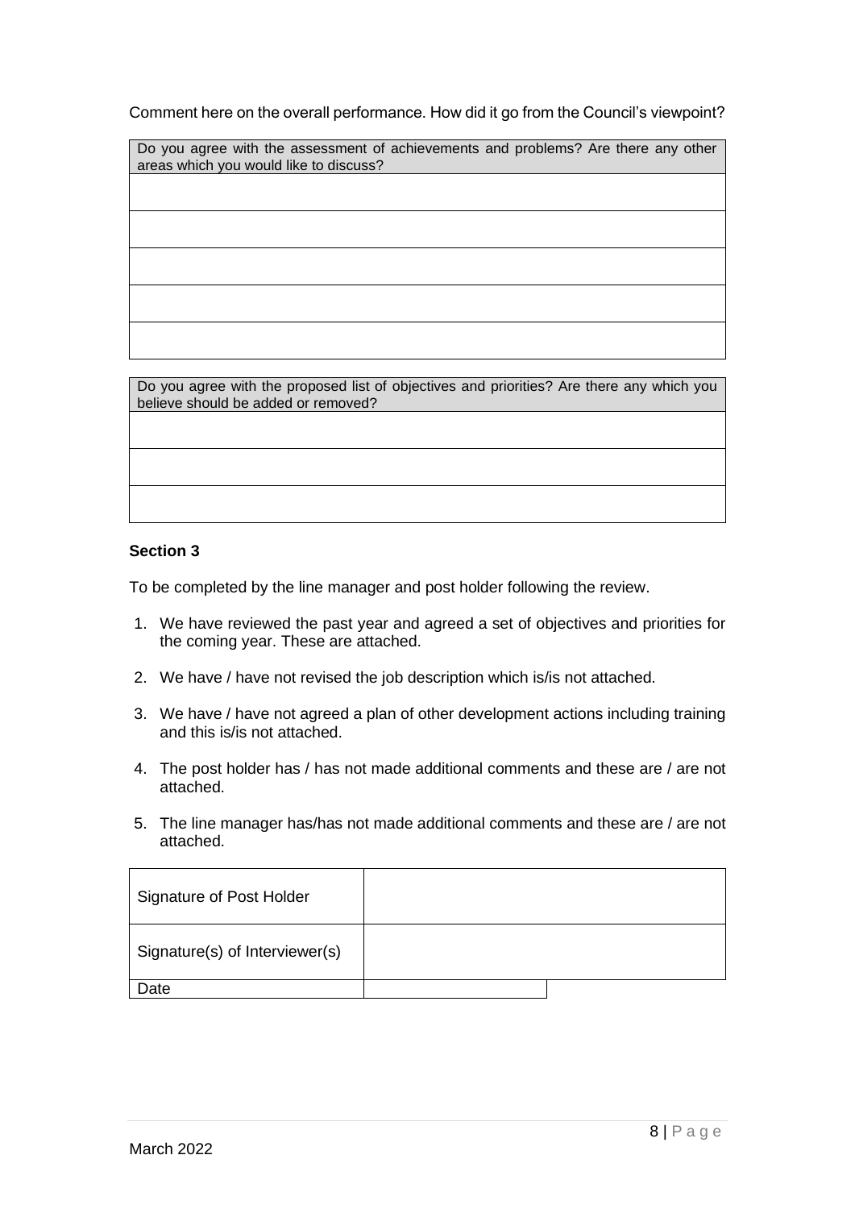Comment here on the overall performance. How did it go from the Council's viewpoint?

| Do you agree with the assessment of achievements and problems? Are there any other areas which you would like to discuss? |
| --- |
| |
| |
| |
| |
| |

| Do you agree with the proposed list of objectives and priorities? Are there any which you believe should be added or removed? |
| --- |
| |
| |
| |

**Section 3**

To be completed by the line manager and post holder following the review.

1. We have reviewed the past year and agreed a set of objectives and priorities for the coming year. These are attached.
2. We have / have not revised the job description which is/is not attached.
3. We have / have not agreed a plan of other development actions including training and this is/is not attached.
4. The post holder has / has not made additional comments and these are / are not attached.
5. The line manager has/has not made additional comments and these are / are not attached.

| | |
| --- | --- |
| Signature of Post Holder | |
| Signature(s) of Interviewer(s) | |
| Date | |

March 2022